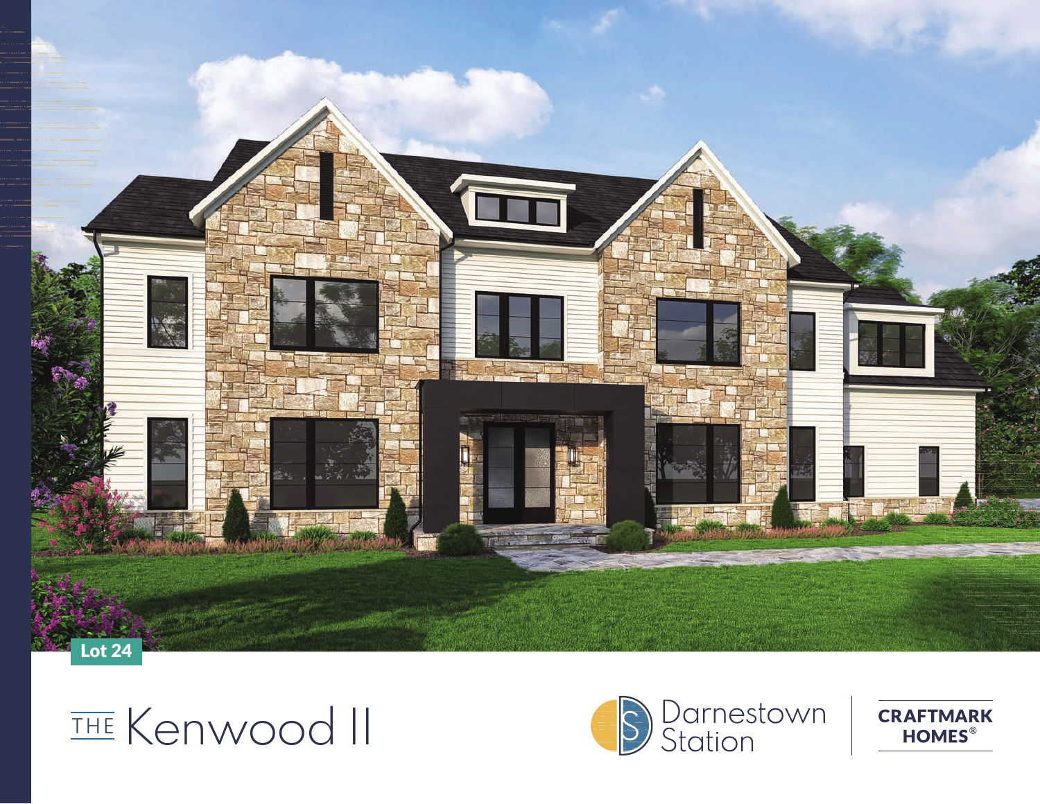Lot 24

# THE Kenwood II

Darnestown Station

CRAFTMARK HOMES®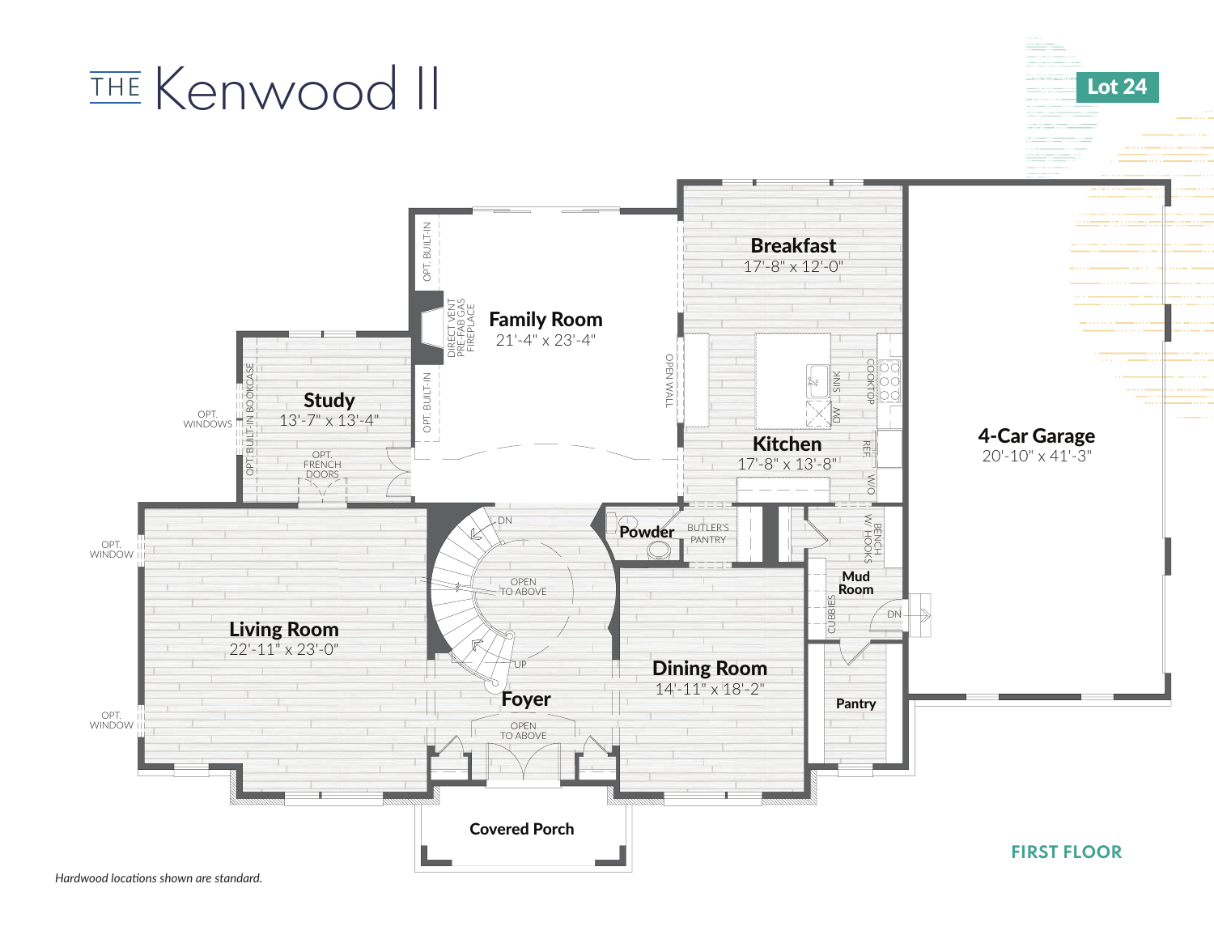# THE Kenwood II

**Lot 24**

**Breakfast**
17'-8" x 12'-0"

**Family Room**
21'-4" x 23'-4"

OPT. BUILT-IN

DIRECT VENT PRE-FAB GAS FIREPLACE

OPT. BUILT-IN

OPEN WALL

**Study**
13'-7" x 13'-4"

OPT. BUILT-IN BOOKCASE

OPT. WINDOWS

OPT. FRENCH DOORS

**Kitchen**
17'-8" x 13'-8"

SINK

DW

COOKTOP

REF.

W/O

**4-Car Garage**
20'-10" x 41'-3"

**Powder**

BUTLER'S PANTRY

BENCH W/ HOOKS

**Mud Room**

CUBBIES

DN

DN

OPEN TO ABOVE

UP

OPT. WINDOW

**Living Room**
22'-11" x 23'-0"

OPT. WINDOW

**Foyer**

OPEN TO ABOVE

**Dining Room**
14'-11" x 18'-2"

**Pantry**

**Covered Porch**

**FIRST FLOOR**

*Hardwood locations shown are standard.*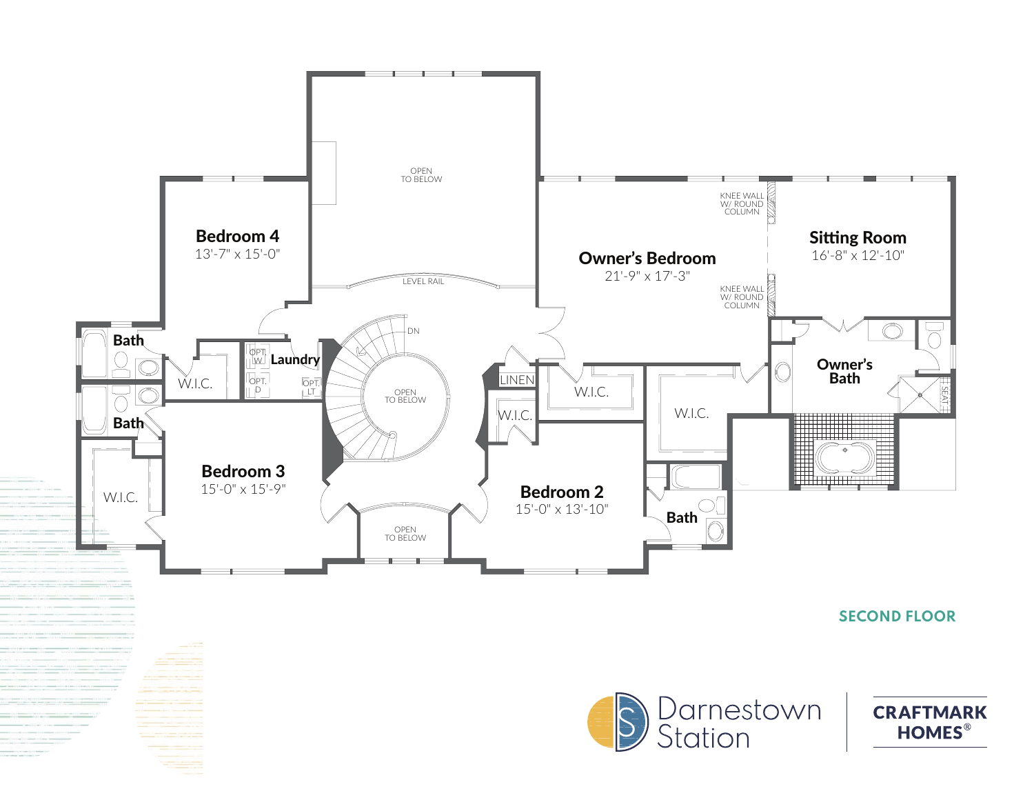## SECOND FLOOR

**Bedroom 4**
13'-7" x 15'-0"

OPEN TO BELOW

LEVEL RAIL

**Owner's Bedroom**
21'-9" x 17'-3"

KNEE WALL W/ ROUND COLUMN

KNEE WALL W/ ROUND COLUMN

**Sitting Room**
16'-8" x 12'-10"

**Bath**

W.I.C.

OPT. W

**Laundry**

OPT. D

OPT. LT

DN

OPEN TO BELOW

LINEN

W.I.C.

W.I.C.

W.I.C.

**Owner's Bath**

SEAT

**Bath**

W.I.C.

**Bedroom 3**
15'-0" x 15'-9"

OPEN TO BELOW

**Bedroom 2**
15'-0" x 13'-10"

**Bath**

Darnestown Station

CRAFTMARK HOMES®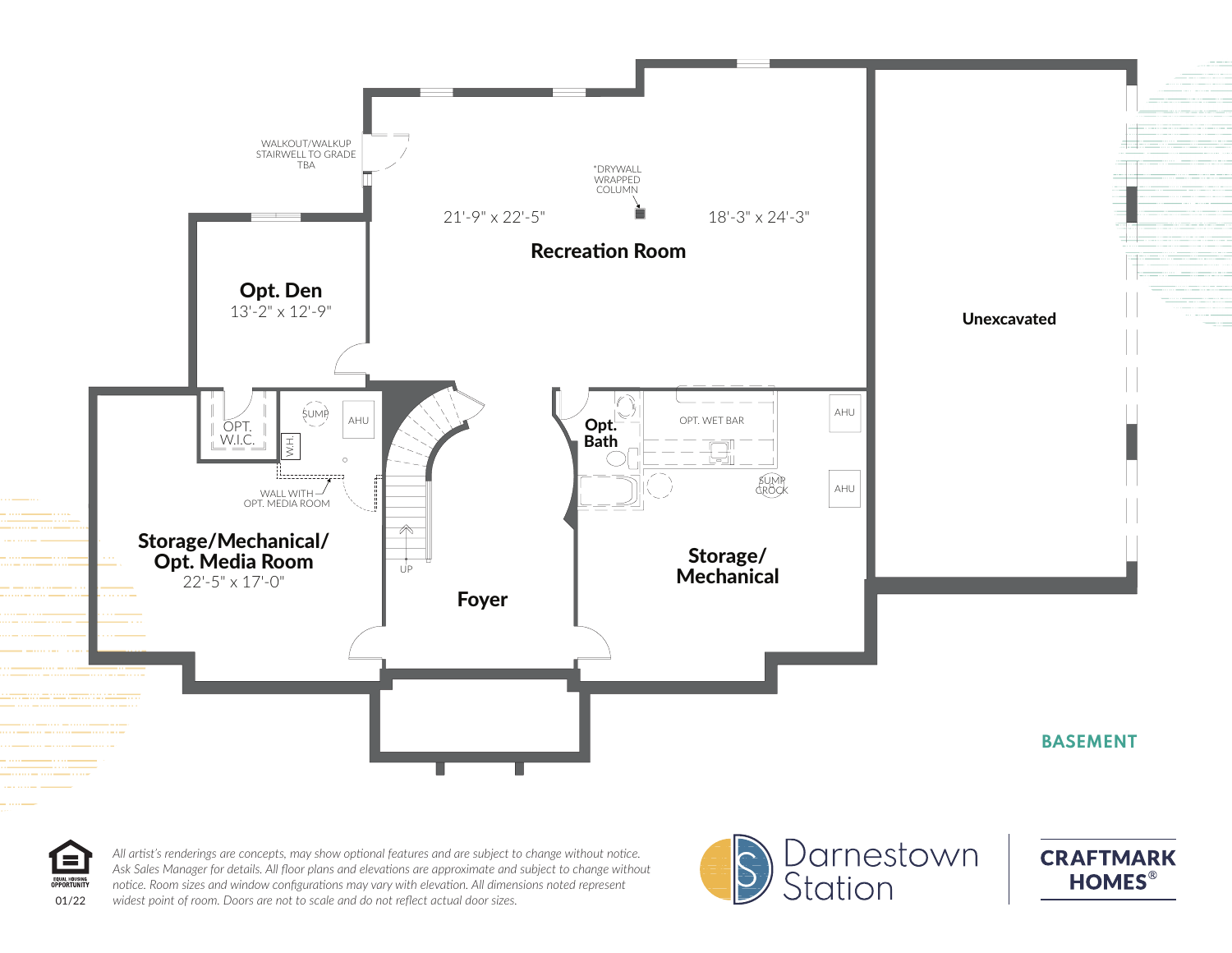WALKOUT/WALKUP STAIRWELL TO GRADE TBA

*DRYWALL WRAPPED COLUMN

21'-9" x 22'-5"

18'-3" x 24'-3"

**Recreation Room**

**Unexcavated**

**Opt. Den**
13'-2" x 12'-9"

OPT. W.I.C.

SUMP

AHU

W.H.

WALL WITH OPT. MEDIA ROOM

**Storage/Mechanical/ Opt. Media Room**
22'-5" x 17'-0"

UP

**Foyer**

**Opt. Bath**

OPT. WET BAR

SUMP CROCK

AHU

AHU

**Storage/ Mechanical**

## BASEMENT

EQUAL HOUSING OPPORTUNITY

01/22

*All artist's renderings are concepts, may show optional features and are subject to change without notice. Ask Sales Manager for details. All floor plans and elevations are approximate and subject to change without notice. Room sizes and window configurations may vary with elevation. All dimensions noted represent widest point of room. Doors are not to scale and do not reflect actual door sizes.*

Darnestown Station

CRAFTMARK HOMES®